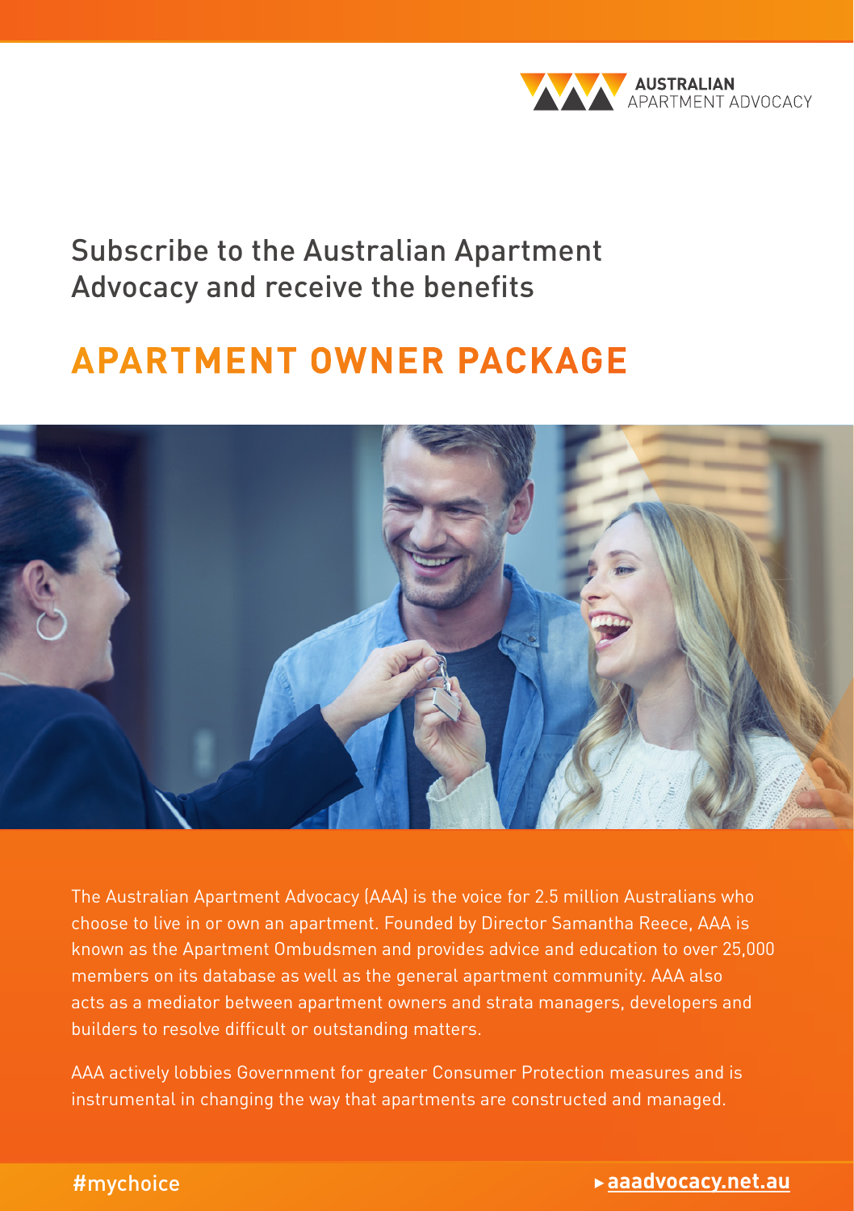AUSTRALIAN APARTMENT ADVOCACY

Subscribe to the Australian Apartment Advocacy and receive the benefits

# APARTMENT OWNER PACKAGE

The Australian Apartment Advocacy (AAA) is the voice for 2.5 million Australians who choose to live in or own an apartment. Founded by Director Samantha Reece, AAA is known as the Apartment Ombudsmen and provides advice and education to over 25,000 members on its database as well as the general apartment community. AAA also acts as a mediator between apartment owners and strata managers, developers and builders to resolve difficult or outstanding matters.

AAA actively lobbies Government for greater Consumer Protection measures and is instrumental in changing the way that apartments are constructed and managed.

#mychoice

▸ **aaadvocacy.net.au**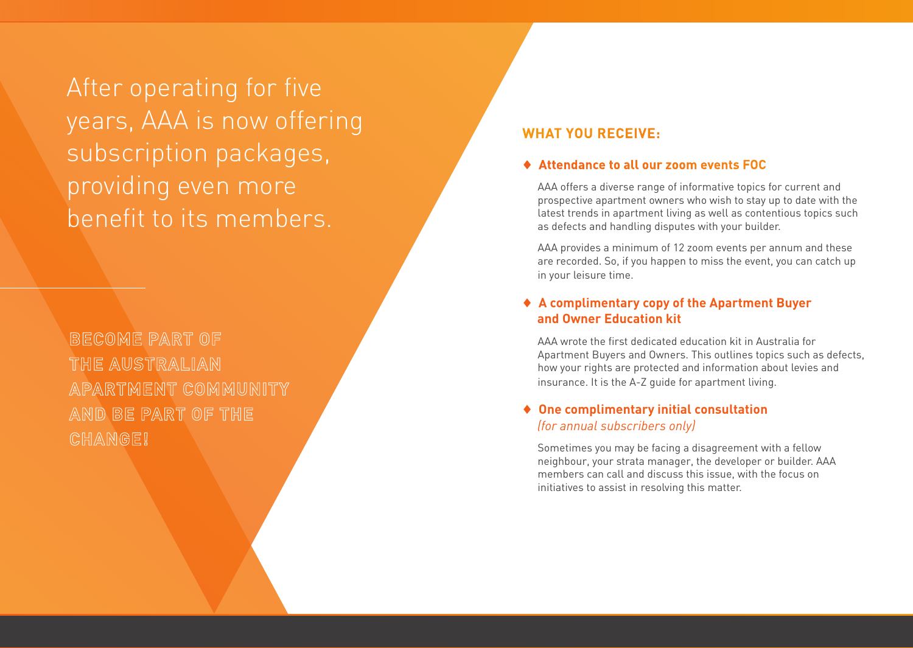After operating for five years, AAA is now offering subscription packages, providing even more benefit to its members.

**BECOME PART OF THE AUSTRALIAN APARTMENT COMMUNITY AND BE PART OF THE CHANGE!**

## WHAT YOU RECEIVE:

- **Attendance to all our zoom events FOC**

  AAA offers a diverse range of informative topics for current and prospective apartment owners who wish to stay up to date with the latest trends in apartment living as well as contentious topics such as defects and handling disputes with your builder.

  AAA provides a minimum of 12 zoom events per annum and these are recorded. So, if you happen to miss the event, you can catch up in your leisure time.

- **A complimentary copy of the Apartment Buyer and Owner Education kit**

  AAA wrote the first dedicated education kit in Australia for Apartment Buyers and Owners. This outlines topics such as defects, how your rights are protected and information about levies and insurance. It is the A-Z guide for apartment living.

- **One complimentary initial consultation** *(for annual subscribers only)*

  Sometimes you may be facing a disagreement with a fellow neighbour, your strata manager, the developer or builder. AAA members can call and discuss this issue, with the focus on initiatives to assist in resolving this matter.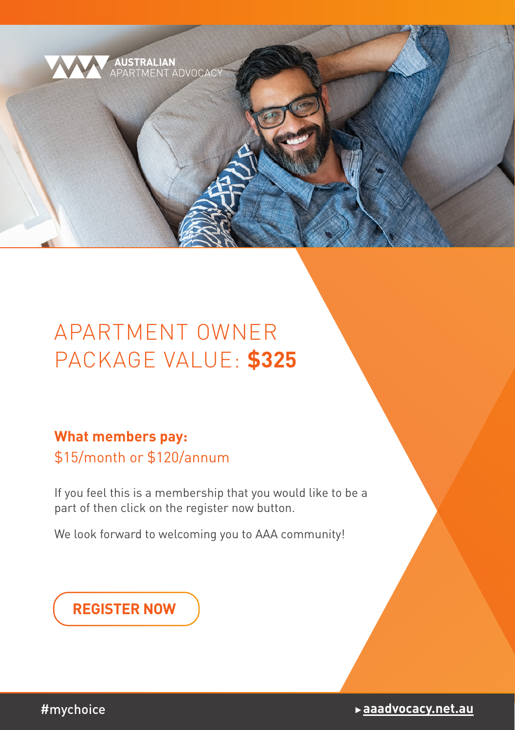AUSTRALIAN APARTMENT ADVOCACY

# APARTMENT OWNER PACKAGE VALUE: **$325**

**What members pay:**
$15/month or $120/annum

If you feel this is a membership that you would like to be a part of then click on the register now button.

We look forward to welcoming you to AAA community!

**REGISTER NOW**

#mychoice

▸ **aaadvocacy.net.au**